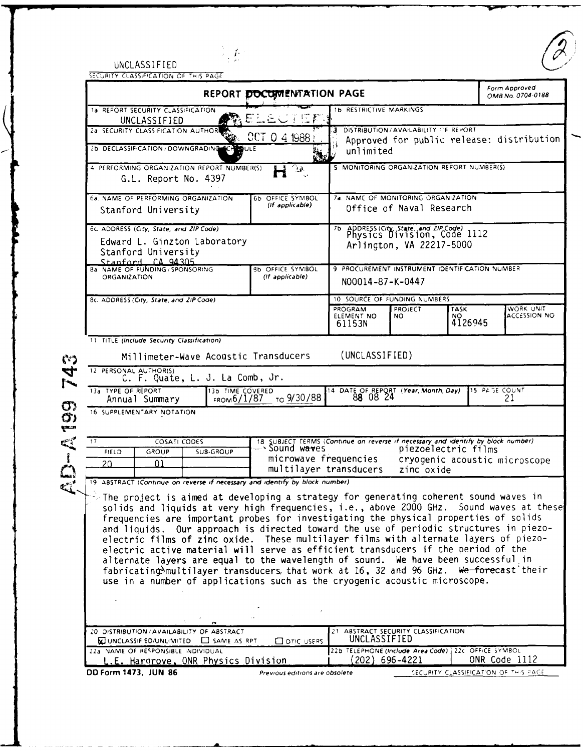UNCLASSIFIED

SECURITY CLASSIFICATION OF THIS PAGE

# REPORT DOCUMENTATION PAGE

Form Approved OMB No. 0704-0188

| | |
|---|---|
| 1a REPORT SECURITY CLASSIFICATION: UNCLASSIFIED | 1b RESTRICTIVE MARKINGS |
| 2a SECURITY CLASSIFICATION AUTHORITY | 3 DISTRIBUTION/AVAILABILITY OF REPORT: Approved for public release: distribution unlimited |
| 2b DECLASSIFICATION/DOWNGRADING SCHEDULE | |
| 4 PERFORMING ORGANIZATION REPORT NUMBER(S): G.L. Report No. 4397 | 5 MONITORING ORGANIZATION REPORT NUMBER(S) |
| 6a NAME OF PERFORMING ORGANIZATION: Stanford University; 6b OFFICE SYMBOL (If applicable) | 7a NAME OF MONITORING ORGANIZATION: Office of Naval Research |
| 6c ADDRESS (City, State, and ZIP Code): Edward L. Ginzton Laboratory, Stanford University, Stanford, CA 94305 | 7b ADDRESS (City, State, and ZIP Code): Physics Division, Code 1112, Arlington, VA 22217-5000 |
| 8a NAME OF FUNDING/SPONSORING ORGANIZATION; 8b OFFICE SYMBOL (If applicable) | 9 PROCUREMENT INSTRUMENT IDENTIFICATION NUMBER: N00014-87-K-0447 |
| 8c ADDRESS (City, State, and ZIP Code) | 10 SOURCE OF FUNDING NUMBERS: PROGRAM ELEMENT NO 61153N; PROJECT NO; TASK NO 4126945; WORK UNIT ACCESSION NO |

11 TITLE (Include Security Classification)

Millimeter-Wave Acoustic Transducers (UNCLASSIFIED)

12 PERSONAL AUTHOR(S)

C. F. Quate, L. J. La Comb, Jr.

| 13a TYPE OF REPORT | 13b TIME COVERED | 14 DATE OF REPORT (Year, Month, Day) | 15 PAGE COUNT |
|---|---|---|---|
| Annual Summary | FROM 6/1/87 TO 9/30/88 | 88 08 24 | 21 |

16 SUPPLEMENTARY NOTATION

| 17 COSATI CODES | | | 18 SUBJECT TERMS (Continue on reverse if necessary and identify by block number) |
|---|---|---|---|
| FIELD | GROUP | SUB-GROUP | Sound waves; piezoelectric films; microwave frequencies; cryogenic acoustic microscope; multilayer transducers; zinc oxide |
| 20 | 01 | | |

19 ABSTRACT (Continue on reverse if necessary and identify by block number)

The project is aimed at developing a strategy for generating coherent sound waves in solids and liquids at very high frequencies, i.e., above 2000 GHz. Sound waves at these frequencies are important probes for investigating the physical properties of solids and liquids. Our approach is directed toward the use of periodic structures in piezoelectric films of zinc oxide. These multilayer films with alternate layers of piezoelectric active material will serve as efficient transducers if the period of the alternate layers are equal to the wavelength of sound. We have been successful in fabricating multilayer transducers that work at 16, 32 and 96 GHz. We forecast their use in a number of applications such as the cryogenic acoustic microscope.

| | |
|---|---|
| 20 DISTRIBUTION/AVAILABILITY OF ABSTRACT: ☒ UNCLASSIFIED/UNLIMITED ☐ SAME AS RPT ☐ DTIC USERS | 21 ABSTRACT SECURITY CLASSIFICATION: UNCLASSIFIED |
| 22a NAME OF RESPONSIBLE INDIVIDUAL: L.E. Hargrove, ONR Physics Division | 22b TELEPHONE (Include Area Code): (202) 696-4221; 22c OFFICE SYMBOL: ONR Code 1112 |

DD Form 1473, JUN 86 — Previous editions are obsolete — SECURITY CLASSIFICATION OF THIS PAGE

AD-A199 743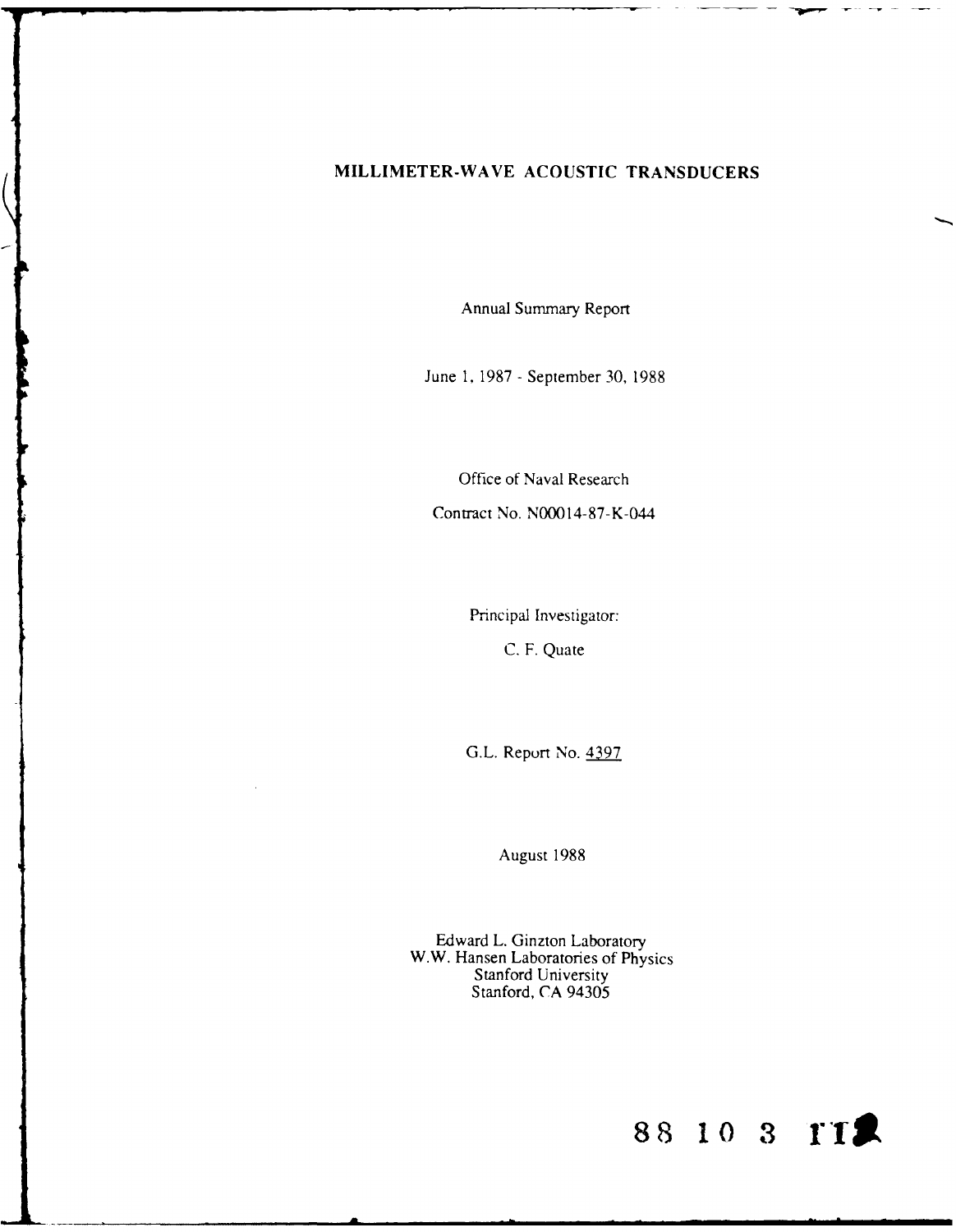# MILLIMETER-WAVE ACOUSTIC TRANSDUCERS

Annual Summary Report

June 1, 1987 - September 30, 1988

Office of Naval Research

Contract No. N00014-87-K-044

Principal Investigator:

C. F. Quate

G.L. Report No. 4397

August 1988

Edward L. Ginzton Laboratory
W.W. Hansen Laboratories of Physics
Stanford University
Stanford, CA 94305

88 10 3 112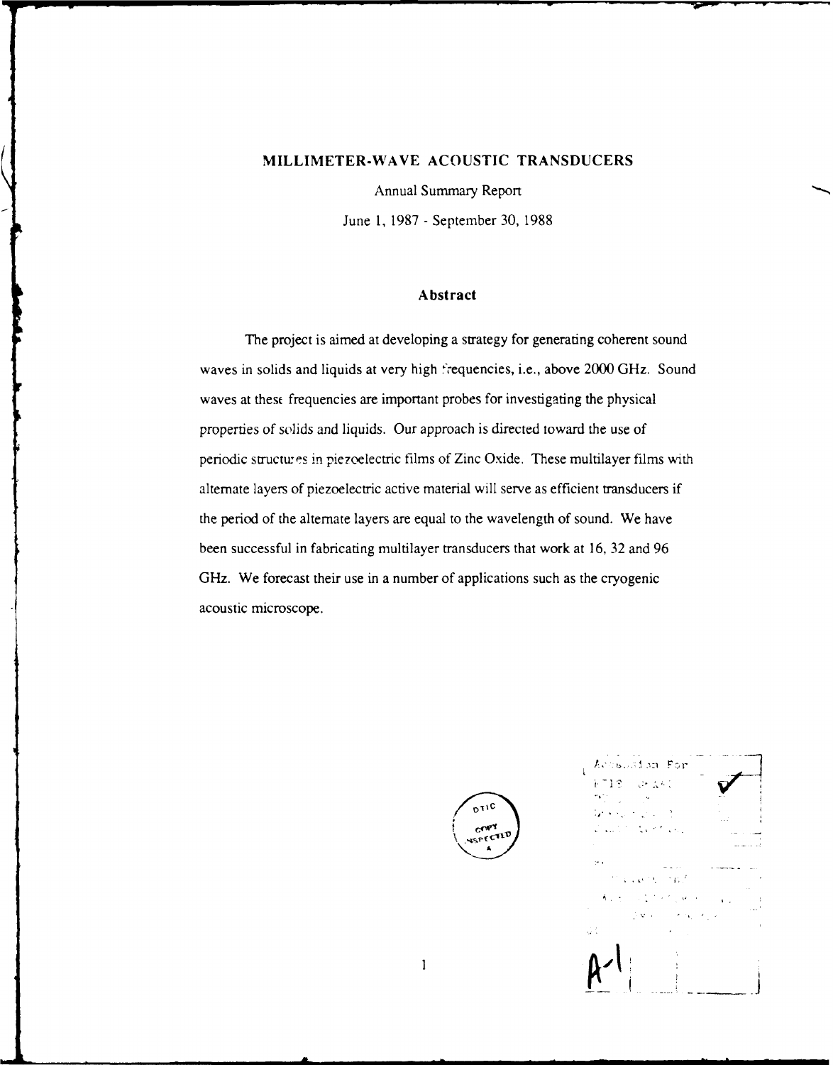# MILLIMETER-WAVE ACOUSTIC TRANSDUCERS

Annual Summary Report

June 1, 1987 - September 30, 1988

## Abstract

The project is aimed at developing a strategy for generating coherent sound waves in solids and liquids at very high frequencies, i.e., above 2000 GHz. Sound waves at these frequencies are important probes for investigating the physical properties of solids and liquids. Our approach is directed toward the use of periodic structures in piezoelectric films of Zinc Oxide. These multilayer films with alternate layers of piezoelectric active material will serve as efficient transducers if the period of the alternate layers are equal to the wavelength of sound. We have been successful in fabricating multilayer transducers that work at 16, 32 and 96 GHz. We forecast their use in a number of applications such as the cryogenic acoustic microscope.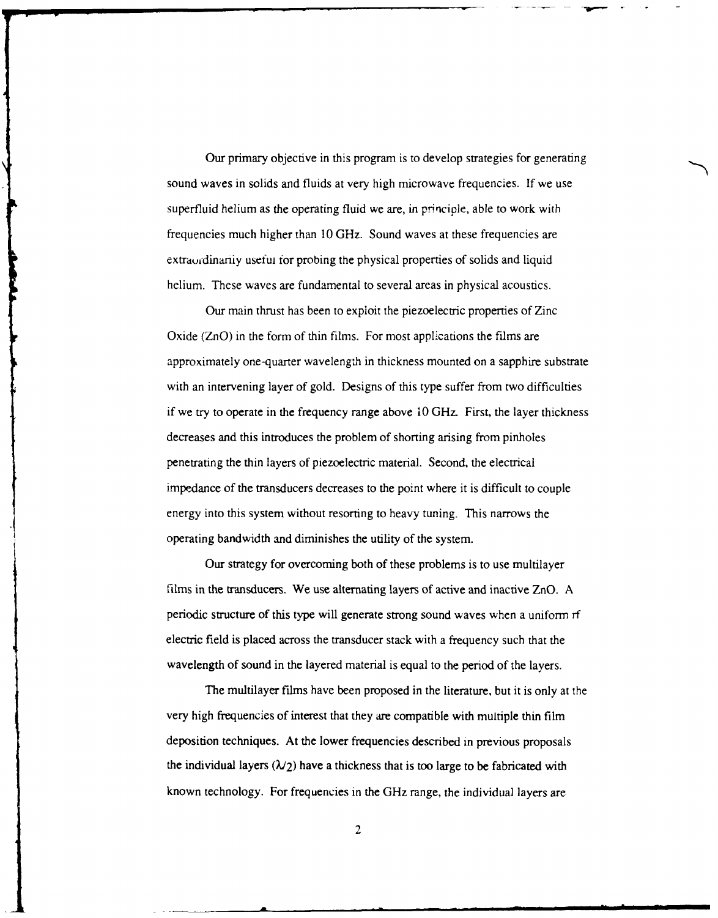Our primary objective in this program is to develop strategies for generating sound waves in solids and fluids at very high microwave frequencies. If we use superfluid helium as the operating fluid we are, in principle, able to work with frequencies much higher than 10 GHz. Sound waves at these frequencies are extraordinarily useful for probing the physical properties of solids and liquid helium. These waves are fundamental to several areas in physical acoustics.

Our main thrust has been to exploit the piezoelectric properties of Zinc Oxide (ZnO) in the form of thin films. For most applications the films are approximately one-quarter wavelength in thickness mounted on a sapphire substrate with an intervening layer of gold. Designs of this type suffer from two difficulties if we try to operate in the frequency range above 10 GHz. First, the layer thickness decreases and this introduces the problem of shorting arising from pinholes penetrating the thin layers of piezoelectric material. Second, the electrical impedance of the transducers decreases to the point where it is difficult to couple energy into this system without resorting to heavy tuning. This narrows the operating bandwidth and diminishes the utility of the system.

Our strategy for overcoming both of these problems is to use multilayer films in the transducers. We use alternating layers of active and inactive ZnO. A periodic structure of this type will generate strong sound waves when a uniform rf electric field is placed across the transducer stack with a frequency such that the wavelength of sound in the layered material is equal to the period of the layers.

The multilayer films have been proposed in the literature, but it is only at the very high frequencies of interest that they are compatible with multiple thin film deposition techniques. At the lower frequencies described in previous proposals the individual layers ($\lambda/2$) have a thickness that is too large to be fabricated with known technology. For frequencies in the GHz range, the individual layers are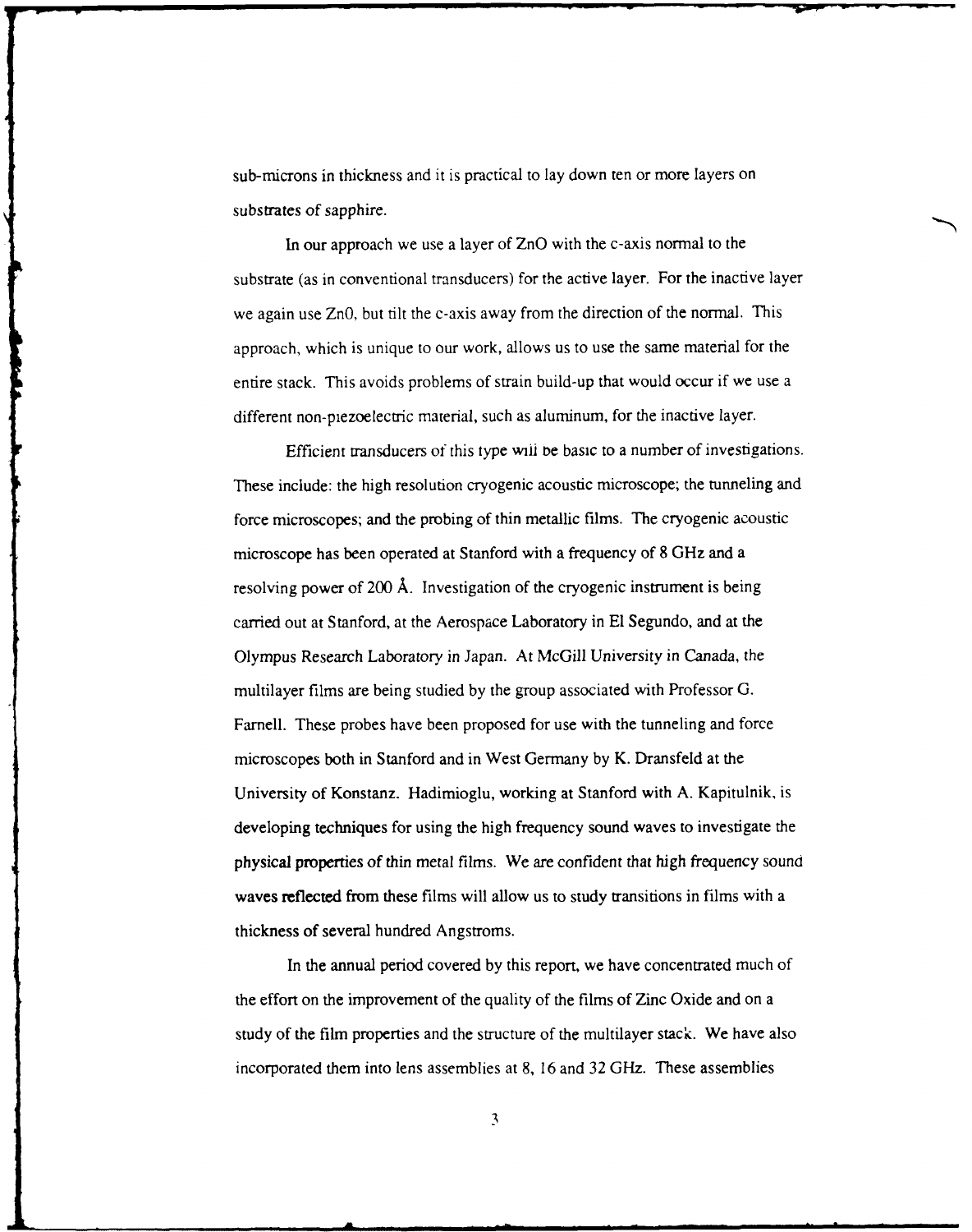sub-microns in thickness and it is practical to lay down ten or more layers on substrates of sapphire.

In our approach we use a layer of ZnO with the c-axis normal to the substrate (as in conventional transducers) for the active layer. For the inactive layer we again use ZnO, but tilt the c-axis away from the direction of the normal. This approach, which is unique to our work, allows us to use the same material for the entire stack. This avoids problems of strain build-up that would occur if we use a different non-piezoelectric material, such as aluminum, for the inactive layer.

Efficient transducers of this type will be basic to a number of investigations. These include: the high resolution cryogenic acoustic microscope; the tunneling and force microscopes; and the probing of thin metallic films. The cryogenic acoustic microscope has been operated at Stanford with a frequency of 8 GHz and a resolving power of 200 Å. Investigation of the cryogenic instrument is being carried out at Stanford, at the Aerospace Laboratory in El Segundo, and at the Olympus Research Laboratory in Japan. At McGill University in Canada, the multilayer films are being studied by the group associated with Professor G. Farnell. These probes have been proposed for use with the tunneling and force microscopes both in Stanford and in West Germany by K. Dransfeld at the University of Konstanz. Hadimioglu, working at Stanford with A. Kapitulnik, is developing techniques for using the high frequency sound waves to investigate the physical properties of thin metal films. We are confident that high frequency sound waves reflected from these films will allow us to study transitions in films with a thickness of several hundred Angstroms.

In the annual period covered by this report, we have concentrated much of the effort on the improvement of the quality of the films of Zinc Oxide and on a study of the film properties and the structure of the multilayer stack. We have also incorporated them into lens assemblies at 8, 16 and 32 GHz. These assemblies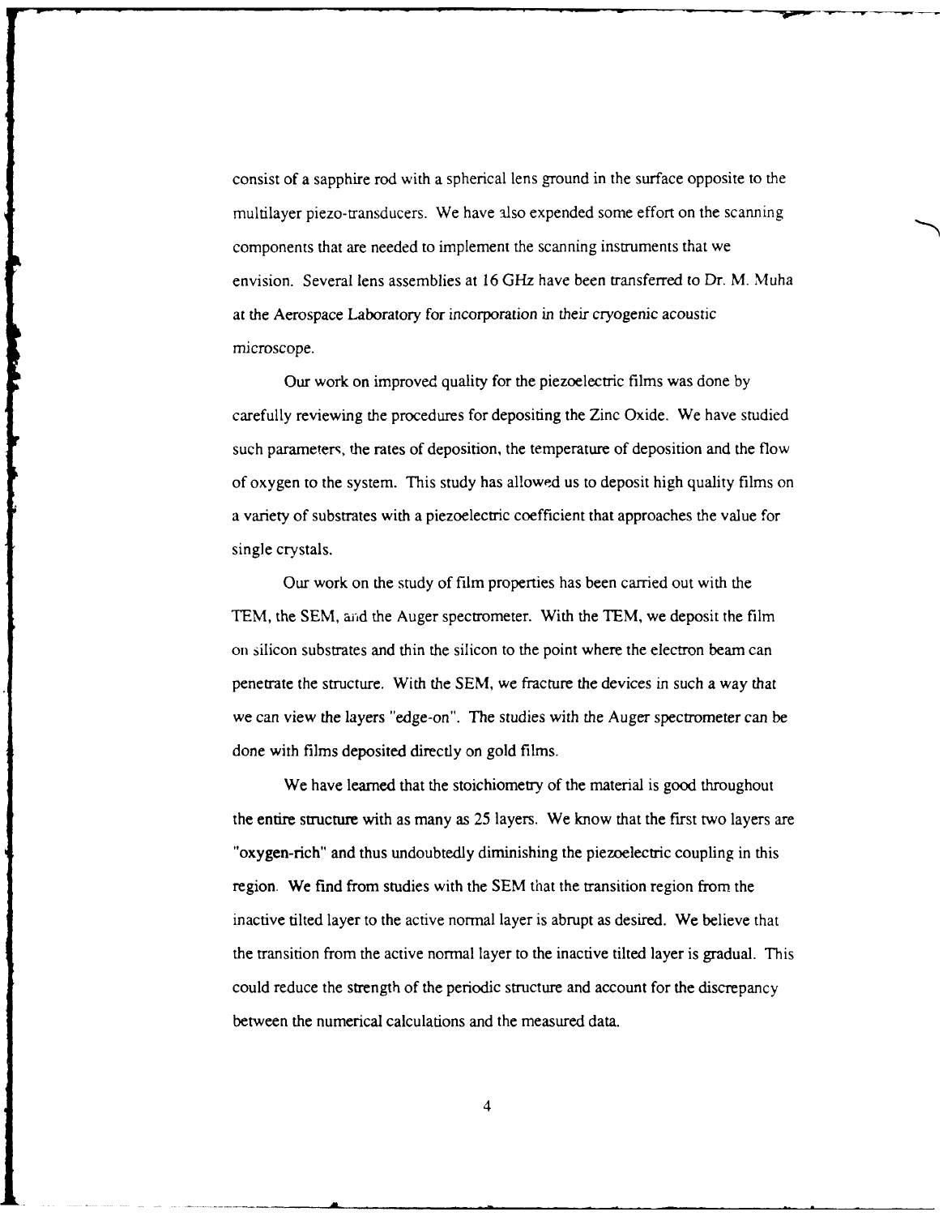consist of a sapphire rod with a spherical lens ground in the surface opposite to the multilayer piezo-transducers. We have also expended some effort on the scanning components that are needed to implement the scanning instruments that we envision. Several lens assemblies at 16 GHz have been transferred to Dr. M. Muha at the Aerospace Laboratory for incorporation in their cryogenic acoustic microscope.

Our work on improved quality for the piezoelectric films was done by carefully reviewing the procedures for depositing the Zinc Oxide. We have studied such parameters, the rates of deposition, the temperature of deposition and the flow of oxygen to the system. This study has allowed us to deposit high quality films on a variety of substrates with a piezoelectric coefficient that approaches the value for single crystals.

Our work on the study of film properties has been carried out with the TEM, the SEM, and the Auger spectrometer. With the TEM, we deposit the film on silicon substrates and thin the silicon to the point where the electron beam can penetrate the structure. With the SEM, we fracture the devices in such a way that we can view the layers "edge-on". The studies with the Auger spectrometer can be done with films deposited directly on gold films.

We have learned that the stoichiometry of the material is good throughout the entire structure with as many as 25 layers. We know that the first two layers are "oxygen-rich" and thus undoubtedly diminishing the piezoelectric coupling in this region. We find from studies with the SEM that the transition region from the inactive tilted layer to the active normal layer is abrupt as desired. We believe that the transition from the active normal layer to the inactive tilted layer is gradual. This could reduce the strength of the periodic structure and account for the discrepancy between the numerical calculations and the measured data.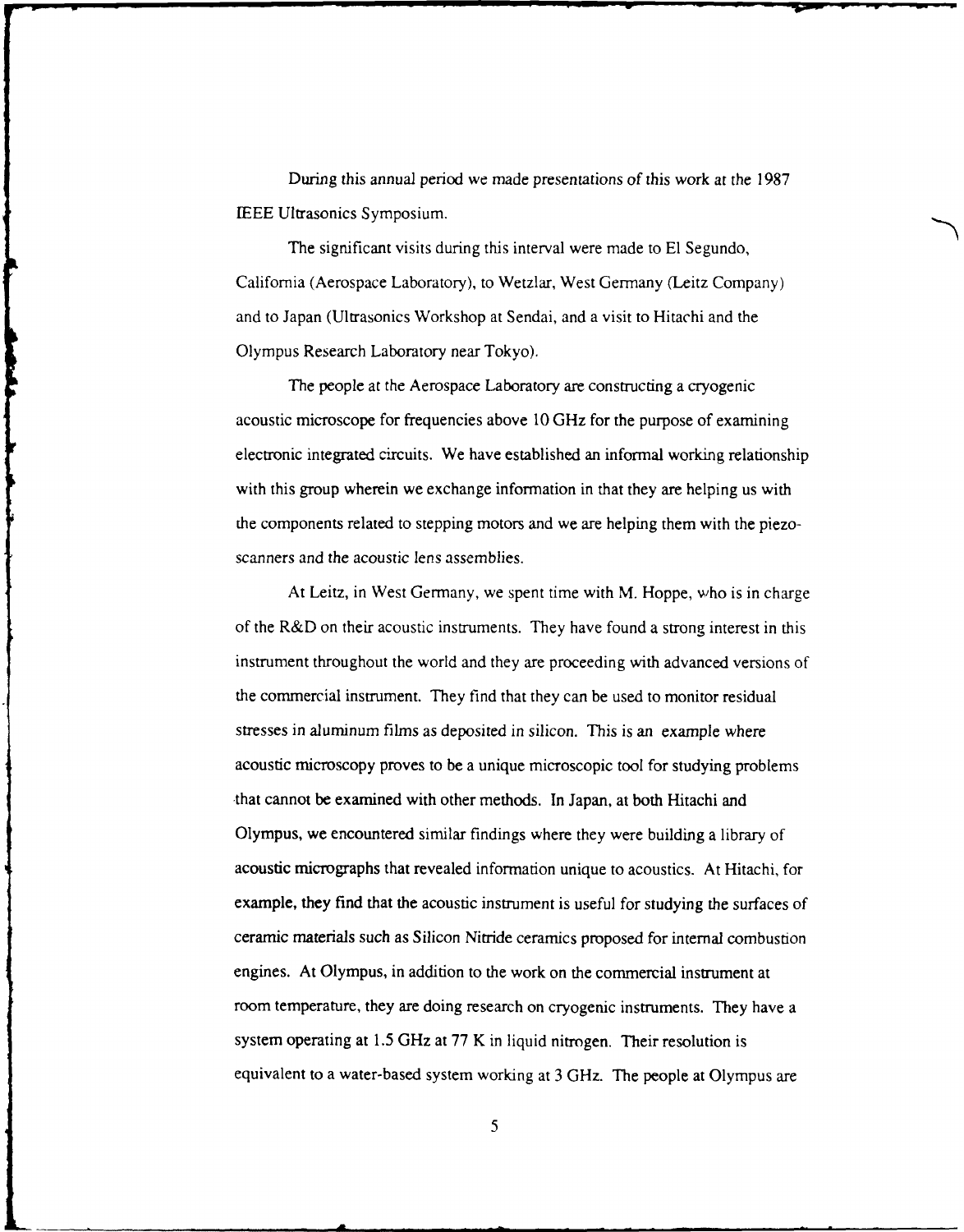During this annual period we made presentations of this work at the 1987 IEEE Ultrasonics Symposium.

The significant visits during this interval were made to El Segundo, California (Aerospace Laboratory), to Wetzlar, West Germany (Leitz Company) and to Japan (Ultrasonics Workshop at Sendai, and a visit to Hitachi and the Olympus Research Laboratory near Tokyo).

The people at the Aerospace Laboratory are constructing a cryogenic acoustic microscope for frequencies above 10 GHz for the purpose of examining electronic integrated circuits. We have established an informal working relationship with this group wherein we exchange information in that they are helping us with the components related to stepping motors and we are helping them with the piezo-scanners and the acoustic lens assemblies.

At Leitz, in West Germany, we spent time with M. Hoppe, who is in charge of the R&D on their acoustic instruments. They have found a strong interest in this instrument throughout the world and they are proceeding with advanced versions of the commercial instrument. They find that they can be used to monitor residual stresses in aluminum films as deposited in silicon. This is an example where acoustic microscopy proves to be a unique microscopic tool for studying problems that cannot be examined with other methods. In Japan, at both Hitachi and Olympus, we encountered similar findings where they were building a library of acoustic micrographs that revealed information unique to acoustics. At Hitachi, for example, they find that the acoustic instrument is useful for studying the surfaces of ceramic materials such as Silicon Nitride ceramics proposed for internal combustion engines. At Olympus, in addition to the work on the commercial instrument at room temperature, they are doing research on cryogenic instruments. They have a system operating at 1.5 GHz at 77 K in liquid nitrogen. Their resolution is equivalent to a water-based system working at 3 GHz. The people at Olympus are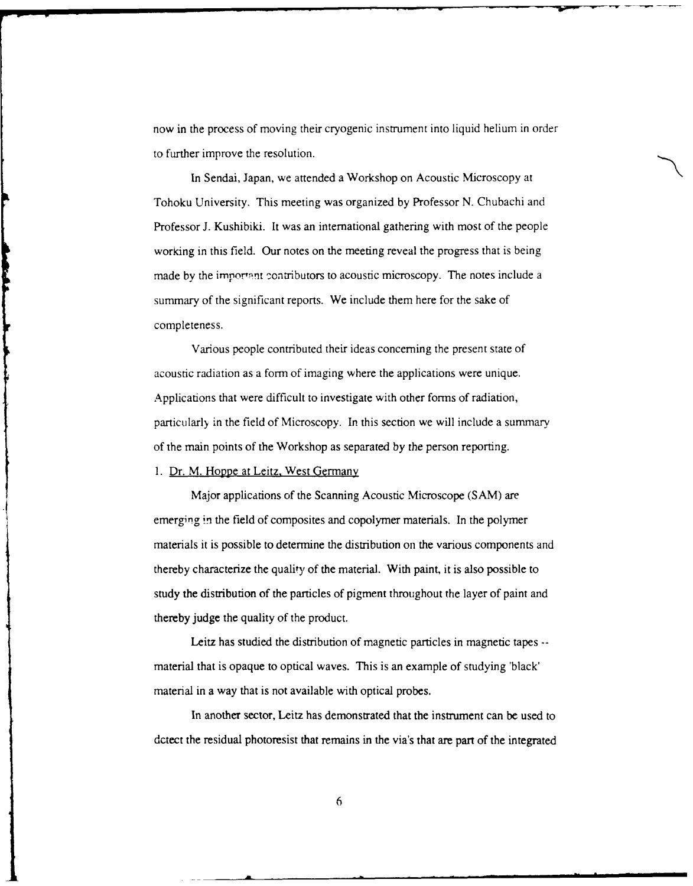now in the process of moving their cryogenic instrument into liquid helium in order to further improve the resolution.

In Sendai, Japan, we attended a Workshop on Acoustic Microscopy at Tohoku University. This meeting was organized by Professor N. Chubachi and Professor J. Kushibiki. It was an international gathering with most of the people working in this field. Our notes on the meeting reveal the progress that is being made by the important contributors to acoustic microscopy. The notes include a summary of the significant reports. We include them here for the sake of completeness.

Various people contributed their ideas concerning the present state of acoustic radiation as a form of imaging where the applications were unique. Applications that were difficult to investigate with other forms of radiation, particularly in the field of Microscopy. In this section we will include a summary of the main points of the Workshop as separated by the person reporting.

1. Dr. M. Hoppe at Leitz, West Germany

Major applications of the Scanning Acoustic Microscope (SAM) are emerging in the field of composites and copolymer materials. In the polymer materials it is possible to determine the distribution on the various components and thereby characterize the quality of the material. With paint, it is also possible to study the distribution of the particles of pigment throughout the layer of paint and thereby judge the quality of the product.

Leitz has studied the distribution of magnetic particles in magnetic tapes -- material that is opaque to optical waves. This is an example of studying 'black' material in a way that is not available with optical probes.

In another sector, Leitz has demonstrated that the instrument can be used to detect the residual photoresist that remains in the via's that are part of the integrated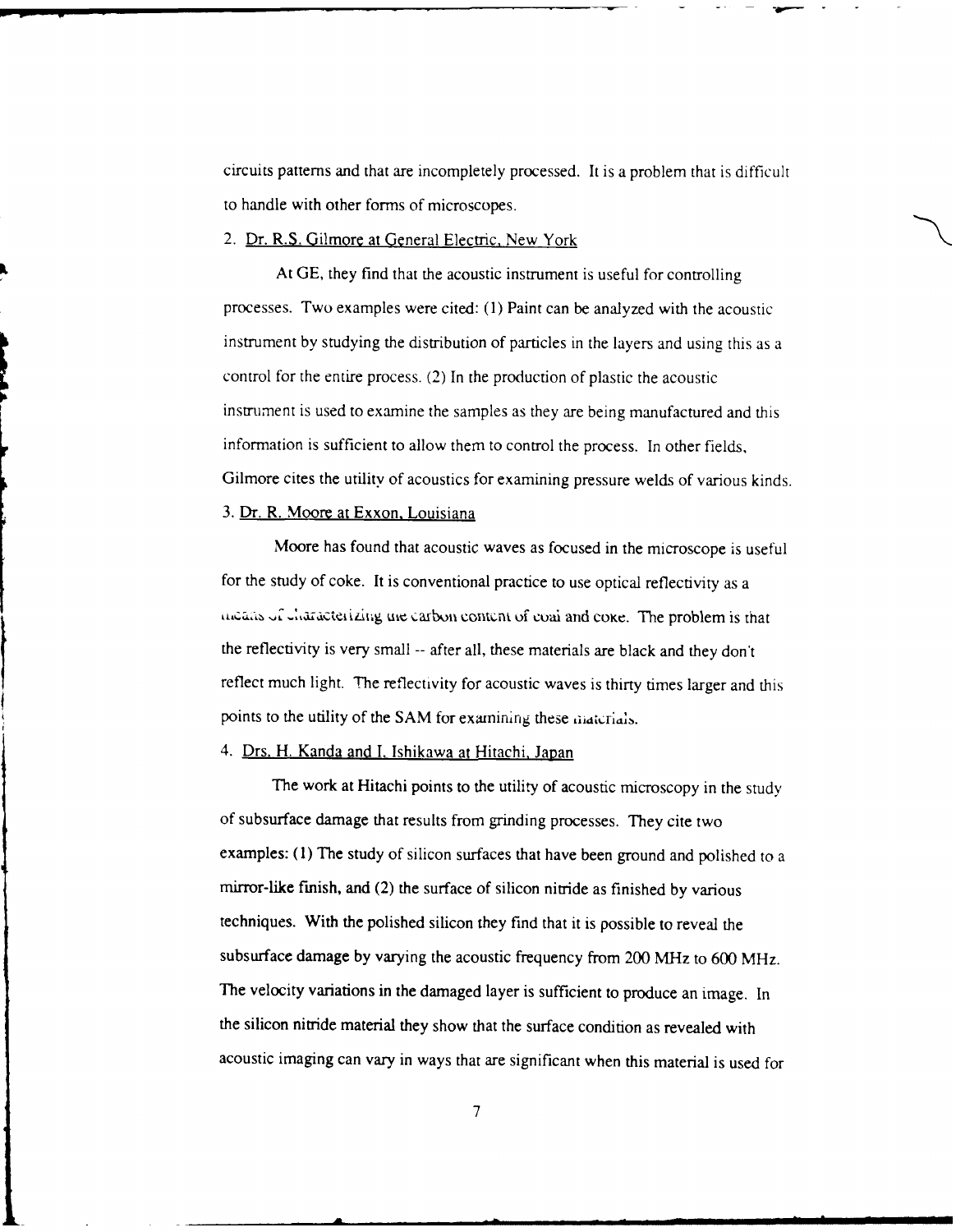circuits patterns and that are incompletely processed. It is a problem that is difficult to handle with other forms of microscopes.

2. Dr. R.S. Gilmore at General Electric, New York

At GE, they find that the acoustic instrument is useful for controlling processes. Two examples were cited: (1) Paint can be analyzed with the acoustic instrument by studying the distribution of particles in the layers and using this as a control for the entire process. (2) In the production of plastic the acoustic instrument is used to examine the samples as they are being manufactured and this information is sufficient to allow them to control the process. In other fields, Gilmore cites the utility of acoustics for examining pressure welds of various kinds.

3. Dr. R. Moore at Exxon, Louisiana

Moore has found that acoustic waves as focused in the microscope is useful for the study of coke. It is conventional practice to use optical reflectivity as a means of characterizing the carbon content of coal and coke. The problem is that the reflectivity is very small -- after all, these materials are black and they don't reflect much light. The reflectivity for acoustic waves is thirty times larger and this points to the utility of the SAM for examining these materials.

4. Drs. H. Kanda and I. Ishikawa at Hitachi, Japan

The work at Hitachi points to the utility of acoustic microscopy in the study of subsurface damage that results from grinding processes. They cite two examples: (1) The study of silicon surfaces that have been ground and polished to a mirror-like finish, and (2) the surface of silicon nitride as finished by various techniques. With the polished silicon they find that it is possible to reveal the subsurface damage by varying the acoustic frequency from 200 MHz to 600 MHz. The velocity variations in the damaged layer is sufficient to produce an image. In the silicon nitride material they show that the surface condition as revealed with acoustic imaging can vary in ways that are significant when this material is used for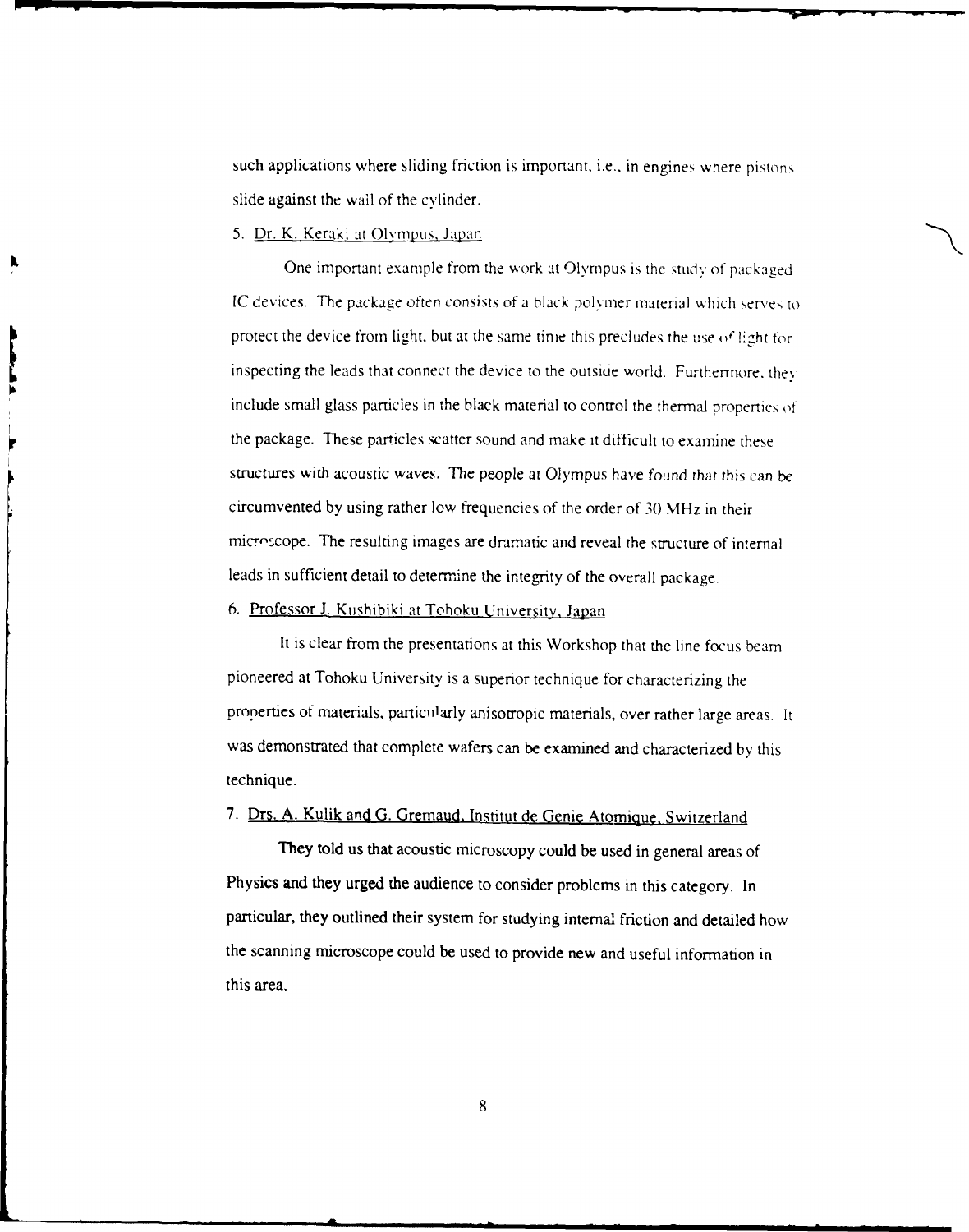such applications where sliding friction is important, i.e., in engines where pistons slide against the wall of the cylinder.

5. <u>Dr. K. Keraki at Olympus, Japan</u>

One important example from the work at Olympus is the study of packaged IC devices. The package often consists of a black polymer material which serves to protect the device from light, but at the same time this precludes the use of light for inspecting the leads that connect the device to the outside world. Furthermore, they include small glass particles in the black material to control the thermal properties of the package. These particles scatter sound and make it difficult to examine these structures with acoustic waves. The people at Olympus have found that this can be circumvented by using rather low frequencies of the order of 30 MHz in their microscope. The resulting images are dramatic and reveal the structure of internal leads in sufficient detail to determine the integrity of the overall package.

6. <u>Professor J. Kushibiki at Tohoku University, Japan</u>

It is clear from the presentations at this Workshop that the line focus beam pioneered at Tohoku University is a superior technique for characterizing the properties of materials, particularly anisotropic materials, over rather large areas. It was demonstrated that complete wafers can be examined and characterized by this technique.

7. <u>Drs. A. Kulik and G. Gremaud, Institut de Genie Atomique, Switzerland</u>

They told us that acoustic microscopy could be used in general areas of Physics and they urged the audience to consider problems in this category. In particular, they outlined their system for studying internal friction and detailed how the scanning microscope could be used to provide new and useful information in this area.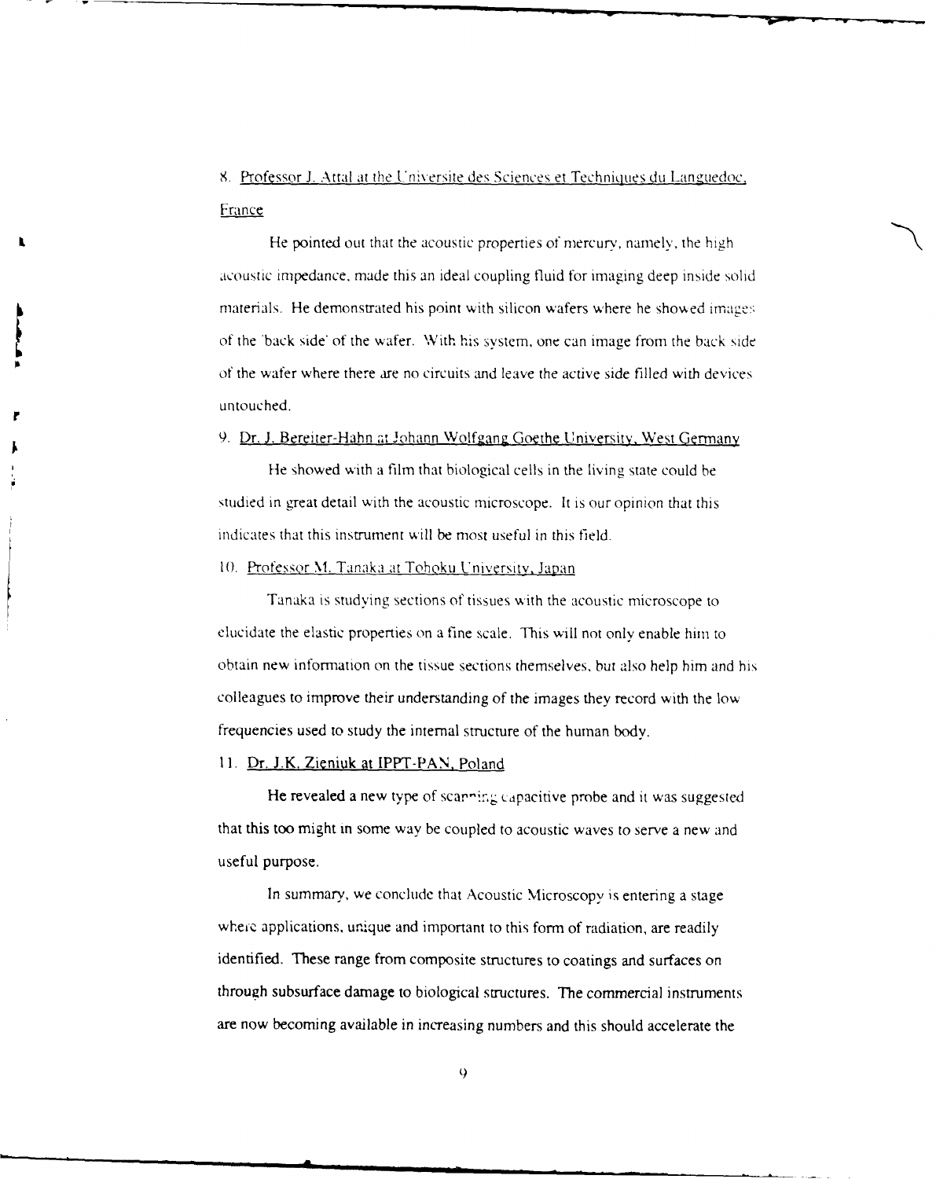8. Professor J. Attal at the Universite des Sciences et Techniques du Languedoc, France

He pointed out that the acoustic properties of mercury, namely, the high acoustic impedance, made this an ideal coupling fluid for imaging deep inside solid materials. He demonstrated his point with silicon wafers where he showed images of the 'back side' of the wafer. With his system, one can image from the back side of the wafer where there are no circuits and leave the active side filled with devices untouched.

9. Dr. J. Bereiter-Hahn at Johann Wolfgang Goethe University, West Germany

He showed with a film that biological cells in the living state could be studied in great detail with the acoustic microscope. It is our opinion that this indicates that this instrument will be most useful in this field.

10. Professor M. Tanaka at Tohoku University, Japan

Tanaka is studying sections of tissues with the acoustic microscope to elucidate the elastic properties on a fine scale. This will not only enable him to obtain new information on the tissue sections themselves, but also help him and his colleagues to improve their understanding of the images they record with the low frequencies used to study the internal structure of the human body.

11. Dr. J.K. Zieniuk at IPPT-PAN, Poland

He revealed a new type of scanning capacitive probe and it was suggested that this too might in some way be coupled to acoustic waves to serve a new and useful purpose.

In summary, we conclude that Acoustic Microscopy is entering a stage where applications, unique and important to this form of radiation, are readily identified. These range from composite structures to coatings and surfaces on through subsurface damage to biological structures. The commercial instruments are now becoming available in increasing numbers and this should accelerate the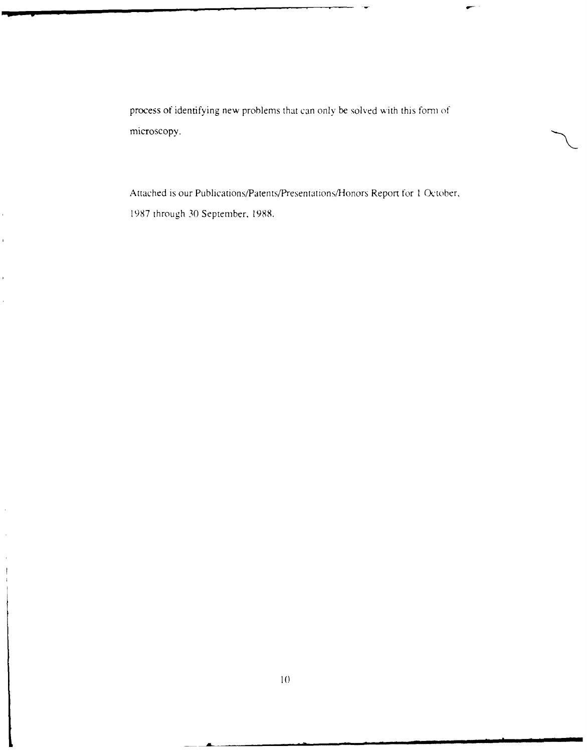process of identifying new problems that can only be solved with this form of microscopy.

Attached is our Publications/Patents/Presentations/Honors Report for 1 October, 1987 through 30 September, 1988.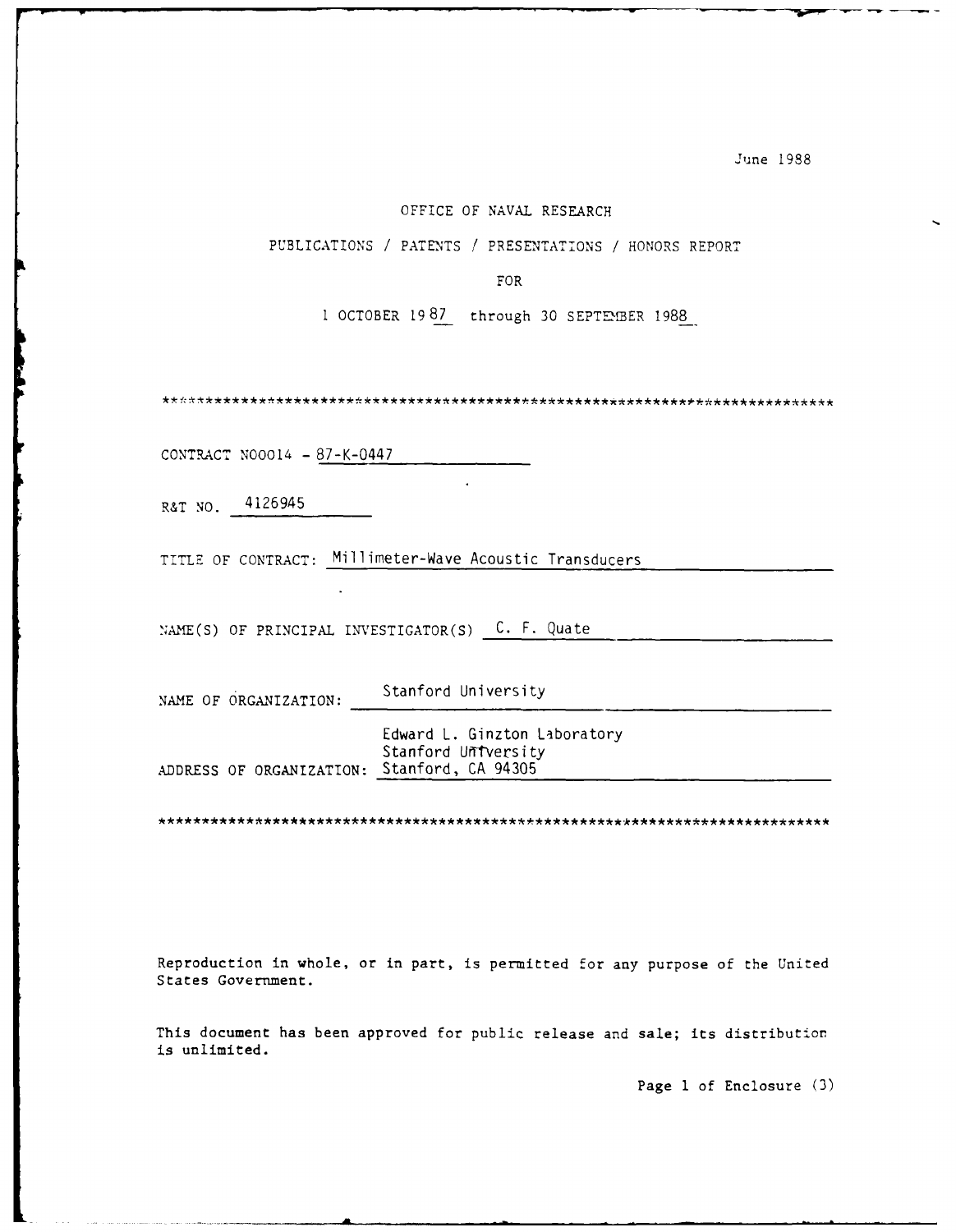June 1988

OFFICE OF NAVAL RESEARCH

PUBLICATIONS / PATENTS / PRESENTATIONS / HONORS REPORT

FOR

1 OCTOBER 1987 through 30 SEPTEMBER 1988

*****************************************************************************

CONTRACT N00014 - 87-K-0447

R&T NO. 4126945

TITLE OF CONTRACT: Millimeter-Wave Acoustic Transducers

NAME(S) OF PRINCIPAL INVESTIGATOR(S) C. F. Quate

NAME OF ORGANIZATION: Stanford University

ADDRESS OF ORGANIZATION: Edward L. Ginzton Laboratory
Stanford University
Stanford, CA 94305

*****************************************************************************

Reproduction in whole, or in part, is permitted for any purpose of the United States Government.

This document has been approved for public release and sale; its distribution is unlimited.

Page 1 of Enclosure (3)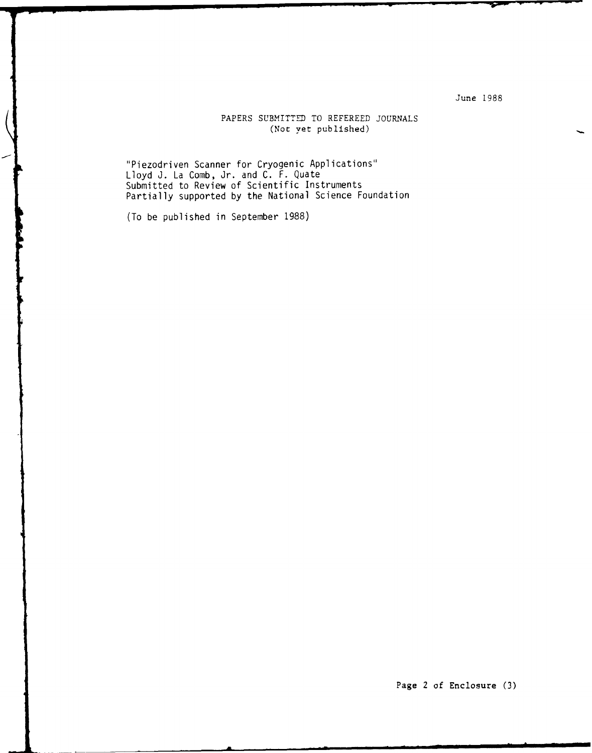June 1988

PAPERS SUBMITTED TO REFEREED JOURNALS
(Not yet published)

"Piezodriven Scanner for Cryogenic Applications"
Lloyd J. La Comb, Jr. and C. F. Quate
Submitted to Review of Scientific Instruments
Partially supported by the National Science Foundation

(To be published in September 1988)

Page 2 of Enclosure (3)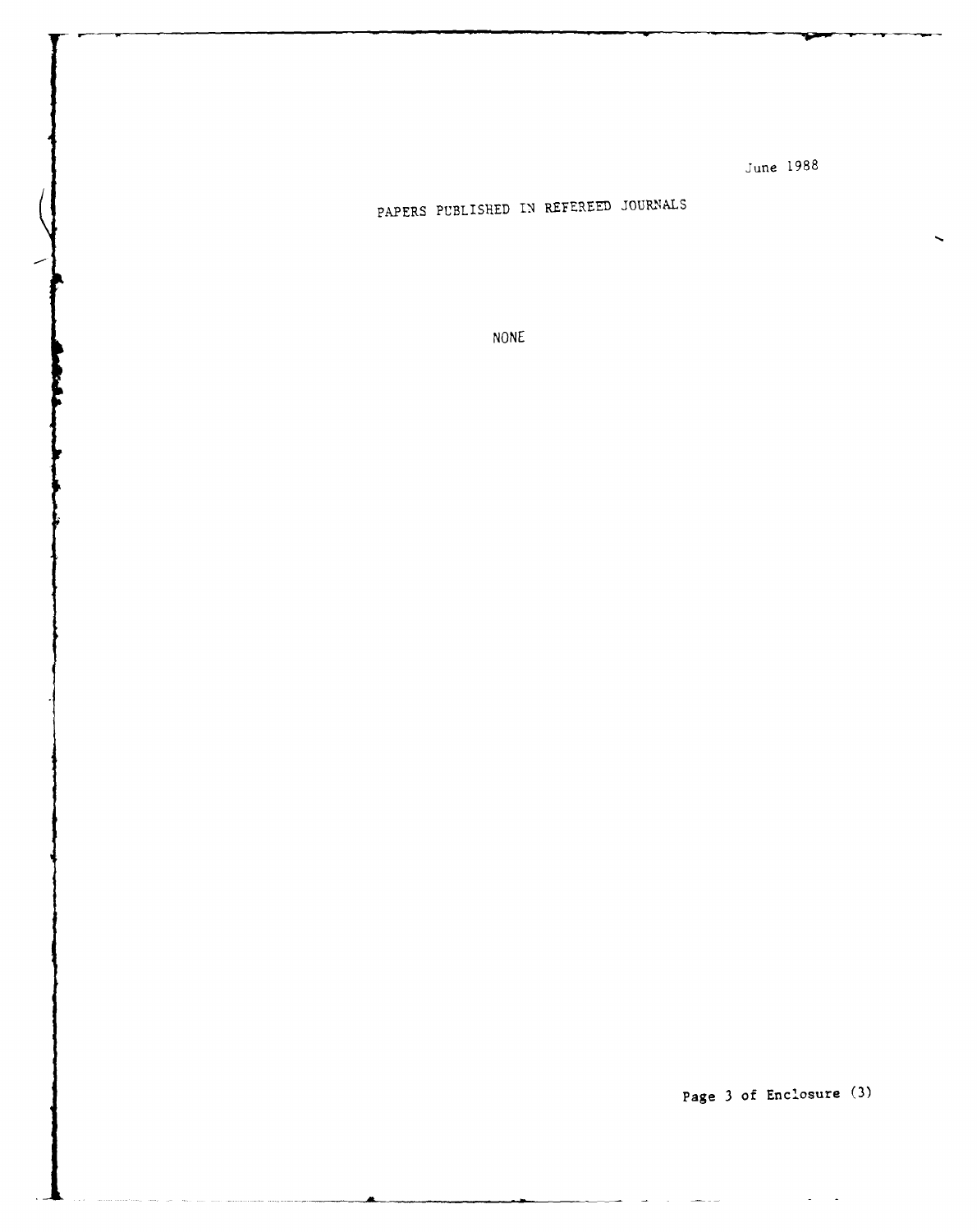June 1988

# PAPERS PUBLISHED IN REFEREED JOURNALS

NONE

Page 3 of Enclosure (3)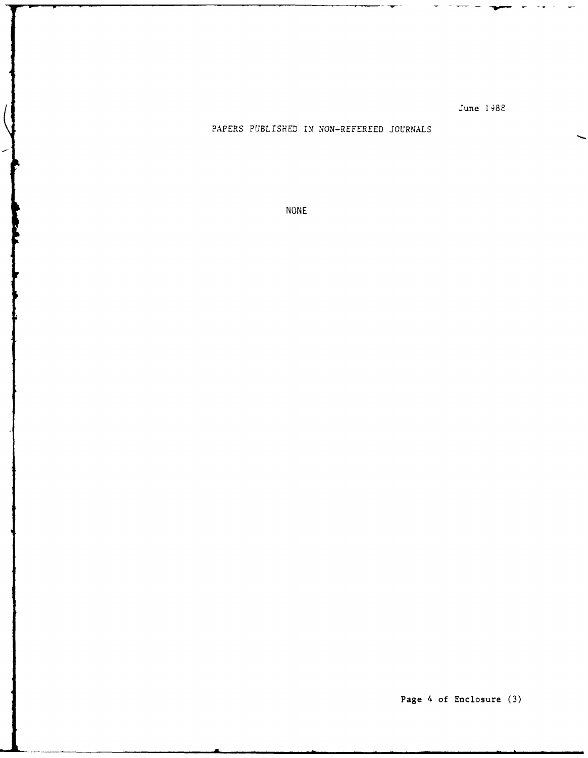June 1988

## PAPERS PUBLISHED IN NON-REFEREED JOURNALS

NONE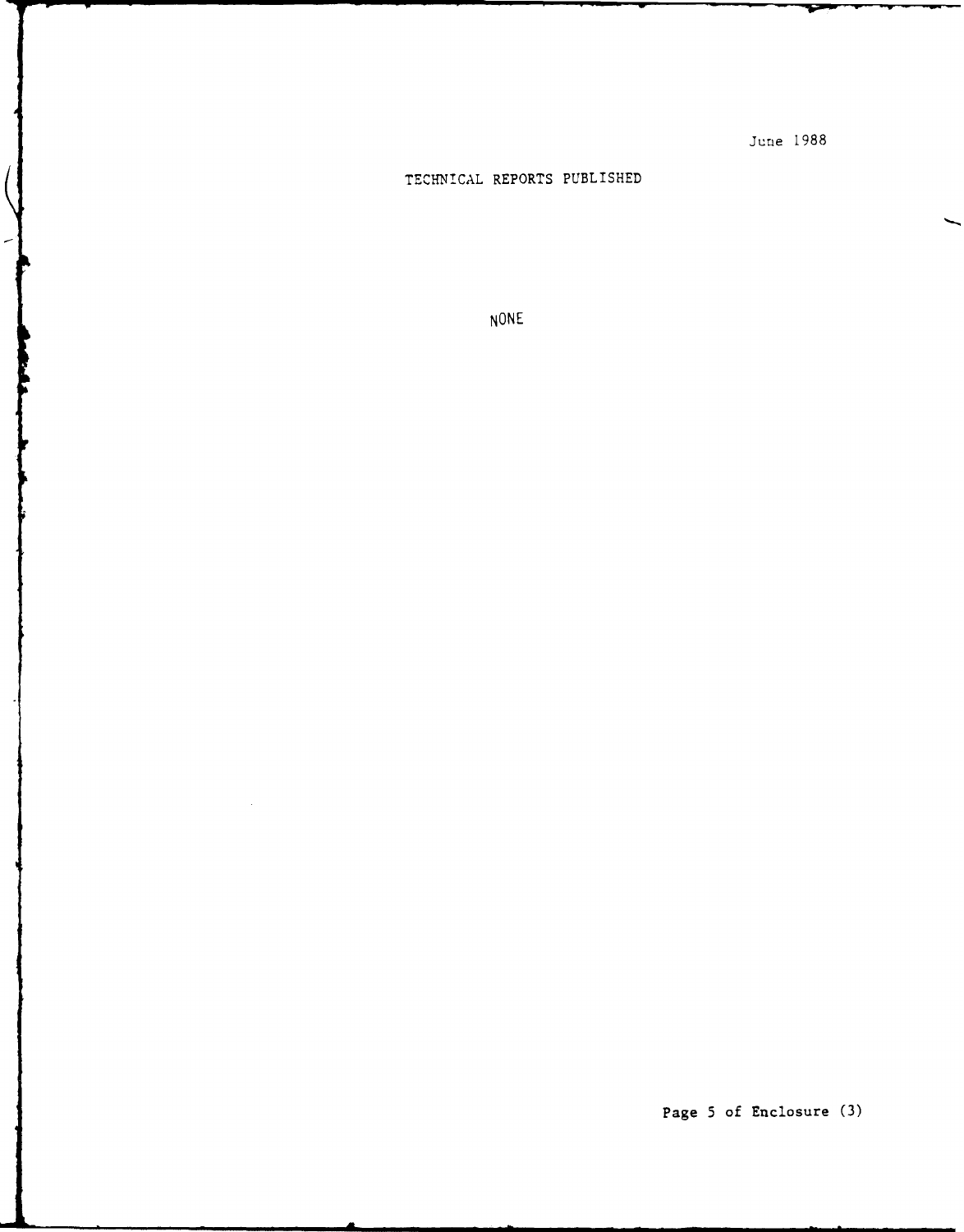June 1988

# TECHNICAL REPORTS PUBLISHED

NONE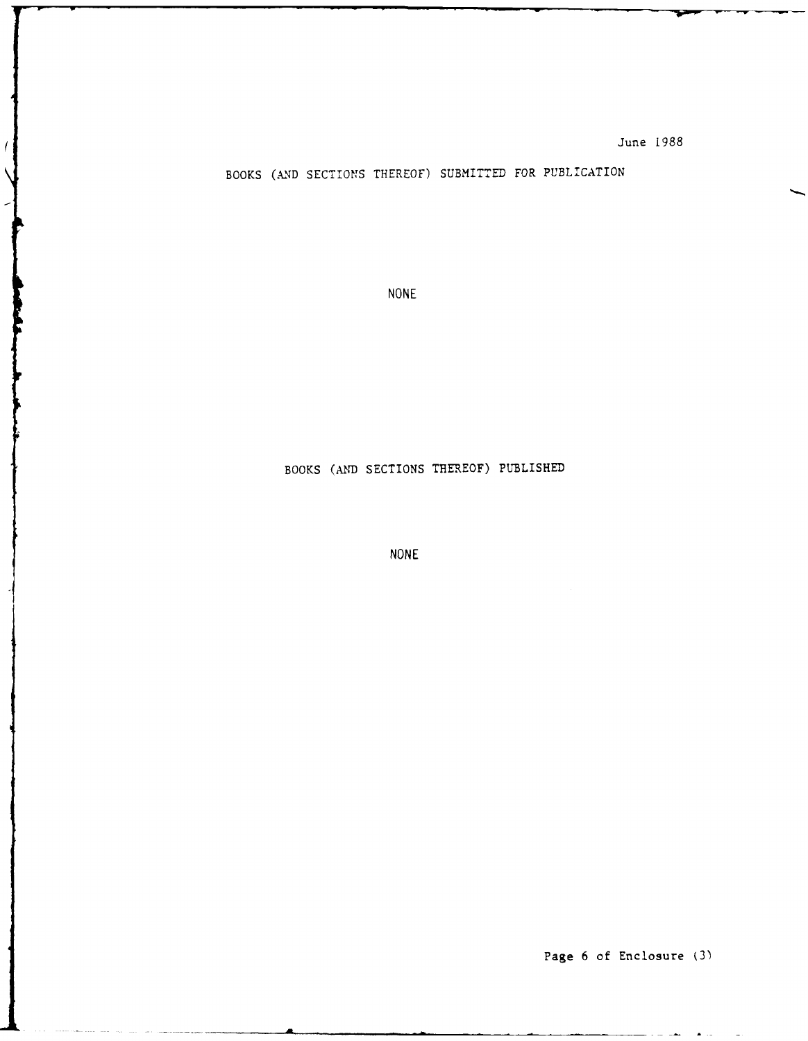June 1988

## BOOKS (AND SECTIONS THEREOF) SUBMITTED FOR PUBLICATION

NONE

## BOOKS (AND SECTIONS THEREOF) PUBLISHED

NONE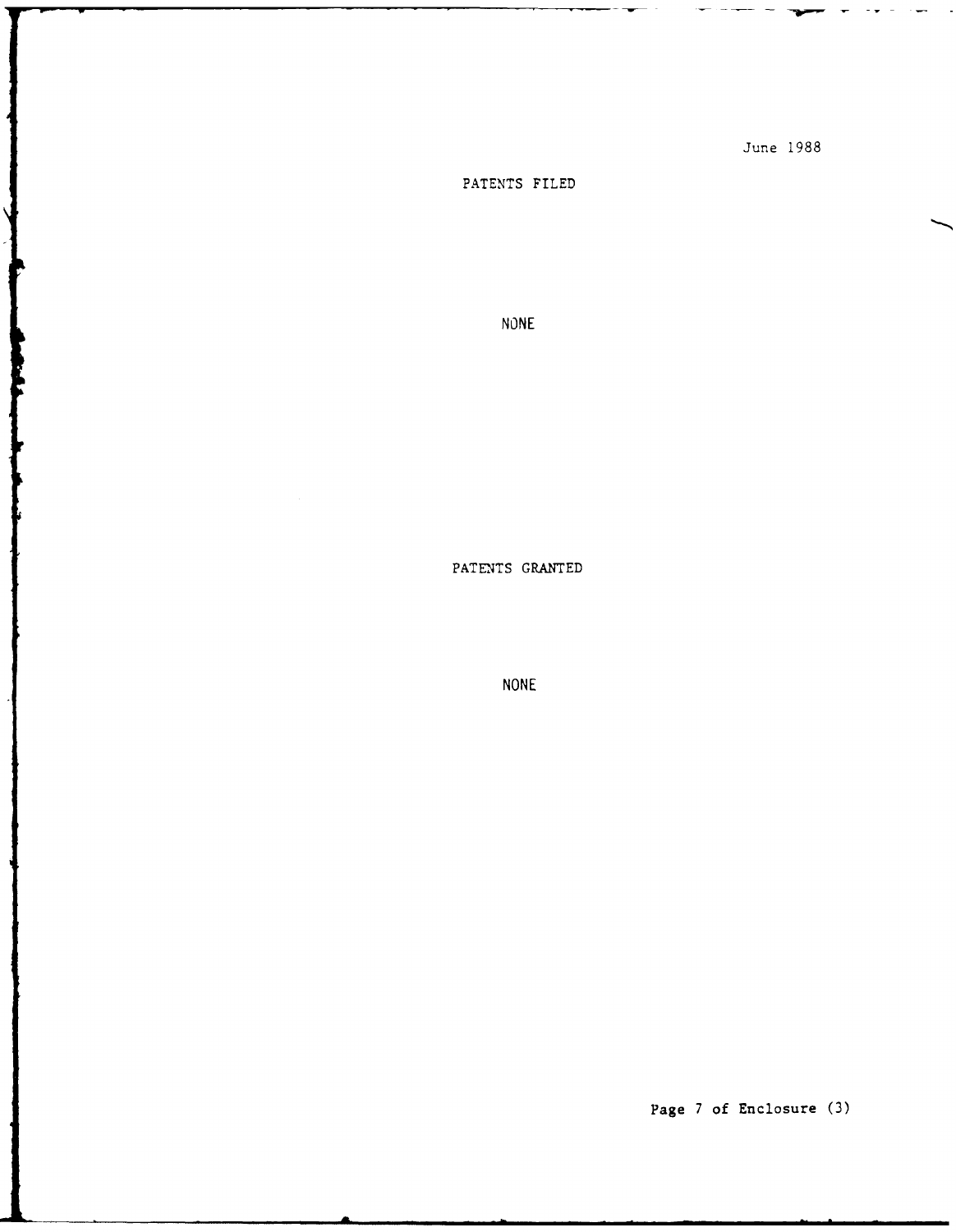June 1988

## PATENTS FILED

NONE

## PATENTS GRANTED

NONE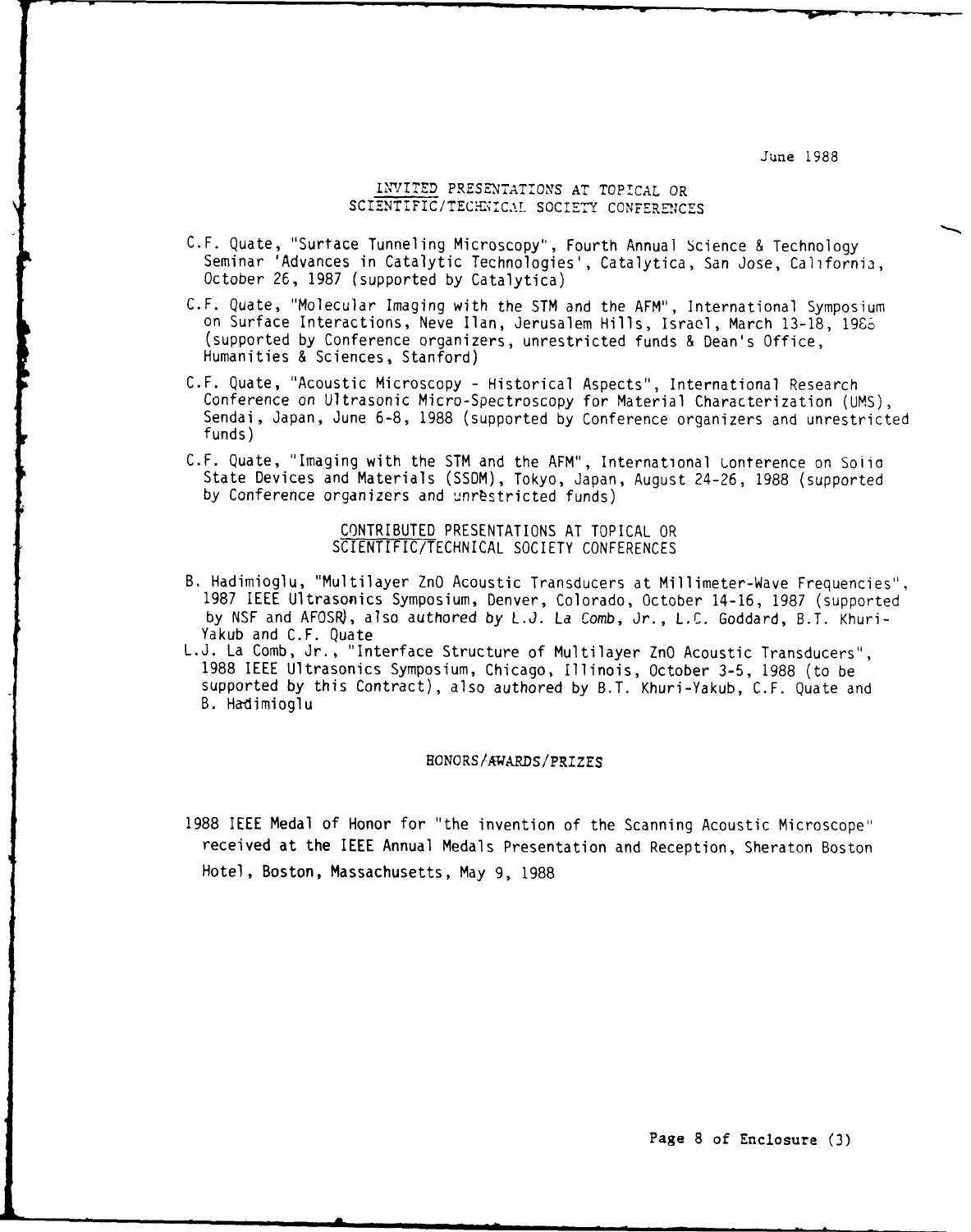June 1988

## INVITED PRESENTATIONS AT TOPICAL OR SCIENTIFIC/TECHNICAL SOCIETY CONFERENCES

C.F. Quate, "Surface Tunneling Microscopy", Fourth Annual Science & Technology Seminar 'Advances in Catalytic Technologies', Catalytica, San Jose, California, October 26, 1987 (supported by Catalytica)

C.F. Quate, "Molecular Imaging with the STM and the AFM", International Symposium on Surface Interactions, Neve Ilan, Jerusalem Hills, Israel, March 13-18, 1988 (supported by Conference organizers, unrestricted funds & Dean's Office, Humanities & Sciences, Stanford)

C.F. Quate, "Acoustic Microscopy - Historical Aspects", International Research Conference on Ultrasonic Micro-Spectroscopy for Material Characterization (UMS), Sendai, Japan, June 6-8, 1988 (supported by Conference organizers and unrestricted funds)

C.F. Quate, "Imaging with the STM and the AFM", International Conference on Solid State Devices and Materials (SSDM), Tokyo, Japan, August 24-26, 1988 (supported by Conference organizers and unrestricted funds)

## CONTRIBUTED PRESENTATIONS AT TOPICAL OR SCIENTIFIC/TECHNICAL SOCIETY CONFERENCES

B. Hadimioglu, "Multilayer ZnO Acoustic Transducers at Millimeter-Wave Frequencies", 1987 IEEE Ultrasonics Symposium, Denver, Colorado, October 14-16, 1987 (supported by NSF and AFOSR), also authored by L.J. La Comb, Jr., L.C. Goddard, B.T. Khuri-Yakub and C.F. Quate

L.J. La Comb, Jr., "Interface Structure of Multilayer ZnO Acoustic Transducers", 1988 IEEE Ultrasonics Symposium, Chicago, Illinois, October 3-5, 1988 (to be supported by this Contract), also authored by B.T. Khuri-Yakub, C.F. Quate and B. Hadimioglu

## HONORS/AWARDS/PRIZES

1988 IEEE Medal of Honor for "the invention of the Scanning Acoustic Microscope" received at the IEEE Annual Medals Presentation and Reception, Sheraton Boston Hotel, Boston, Massachusetts, May 9, 1988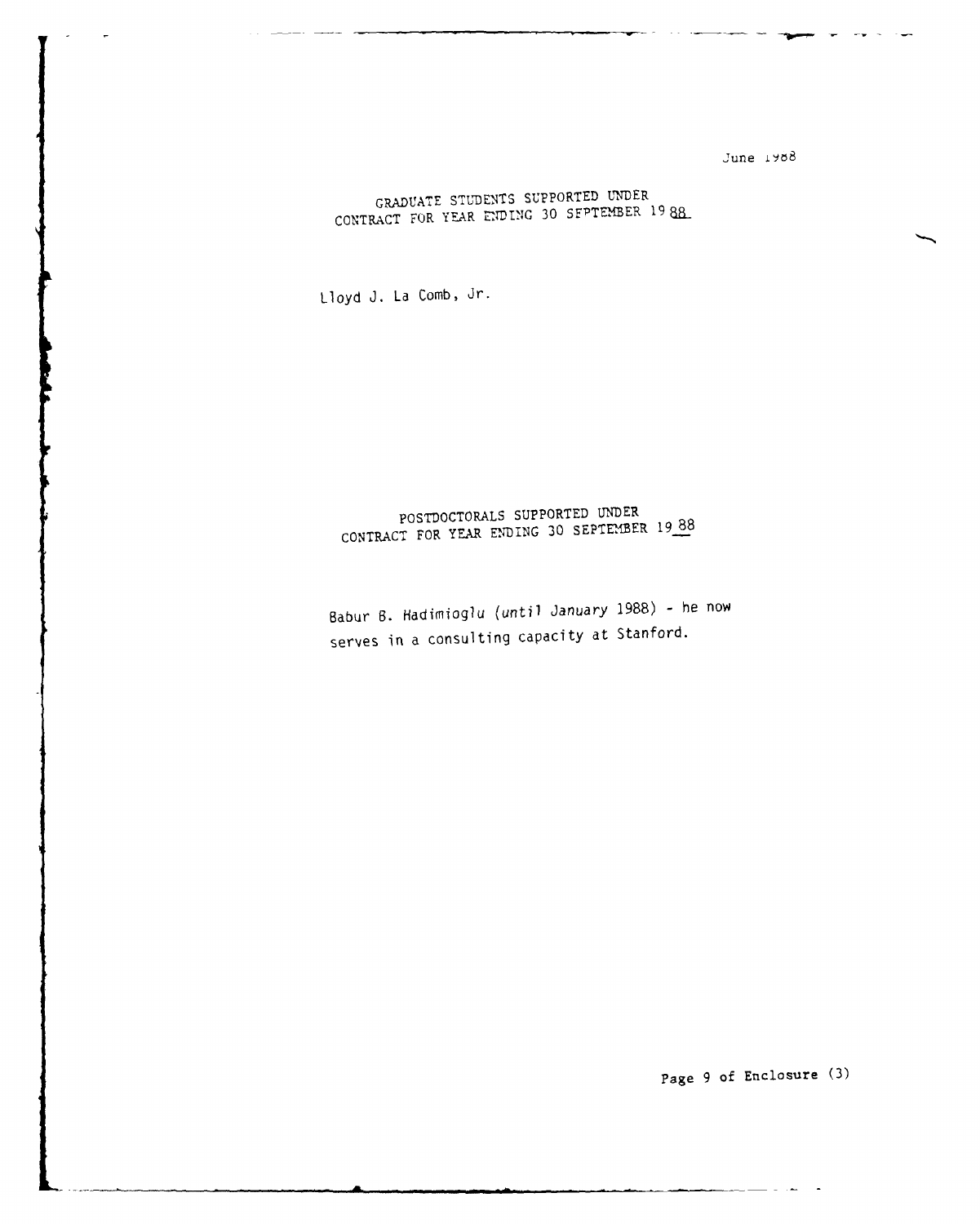June 1988

## GRADUATE STUDENTS SUPPORTED UNDER CONTRACT FOR YEAR ENDING 30 SEPTEMBER 19 88

Lloyd J. La Comb, Jr.

## POSTDOCTORALS SUPPORTED UNDER CONTRACT FOR YEAR ENDING 30 SEPTEMBER 19 88

Babur B. Hadimioglu (*until January* 1988) - he now serves in a consulting capacity at Stanford.

Page 9 of Enclosure (3)